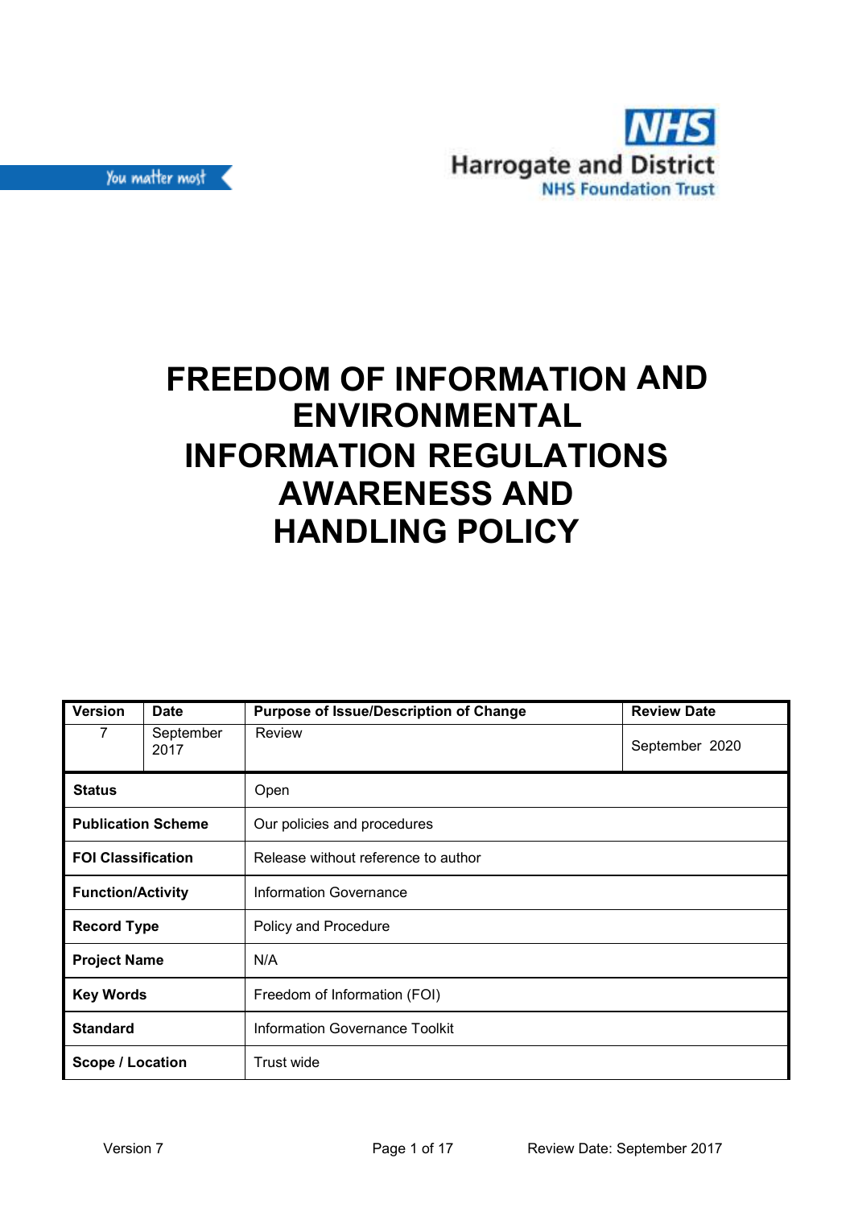You matter most

Harrogate and District
NHS Foundation Trust

# FREEDOM OF INFORMATION AND ENVIRONMENTAL INFORMATION REGULATIONS AWARENESS AND HANDLING POLICY

| Version | Date | Purpose of Issue/Description of Change | Review Date |
|---|---|---|---|
| 7 | September 2017 | Review | September 2020 |

| | |
|---|---|
| **Status** | Open |
| **Publication Scheme** | Our policies and procedures |
| **FOI Classification** | Release without reference to author |
| **Function/Activity** | Information Governance |
| **Record Type** | Policy and Procedure |
| **Project Name** | N/A |
| **Key Words** | Freedom of Information (FOI) |
| **Standard** | Information Governance Toolkit |
| **Scope / Location** | Trust wide |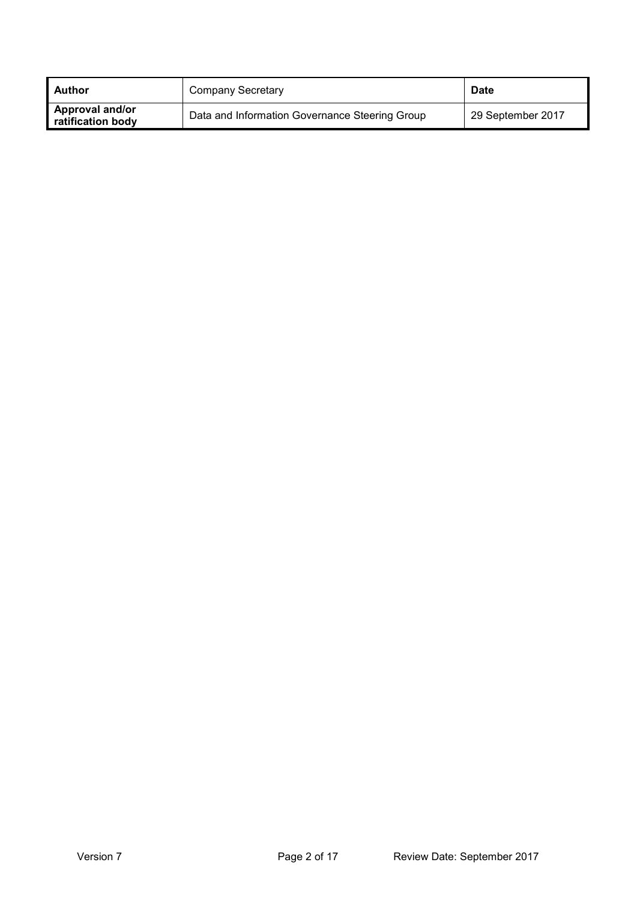| **Author** | Company Secretary | **Date** |
| --- | --- | --- |
| **Approval and/or ratification body** | Data and Information Governance Steering Group | 29 September 2017 |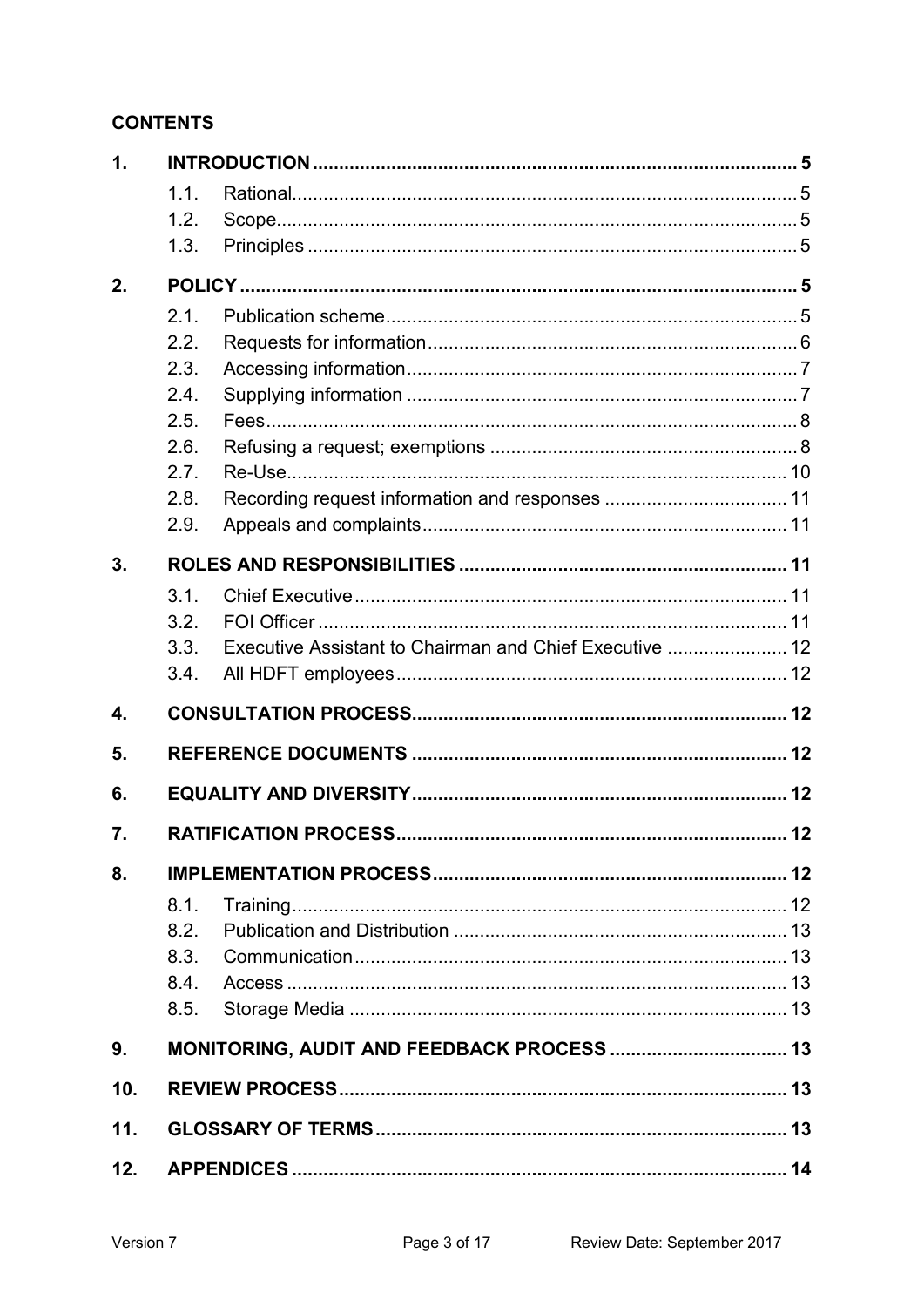## CONTENTS

| | | | |
|---|---|---|---|
| **1.** | **INTRODUCTION** | | **5** |
| | 1.1. | Rational | 5 |
| | 1.2. | Scope | 5 |
| | 1.3. | Principles | 5 |
| **2.** | **POLICY** | | **5** |
| | 2.1. | Publication scheme | 5 |
| | 2.2. | Requests for information | 6 |
| | 2.3. | Accessing information | 7 |
| | 2.4. | Supplying information | 7 |
| | 2.5. | Fees | 8 |
| | 2.6. | Refusing a request; exemptions | 8 |
| | 2.7. | Re-Use | 10 |
| | 2.8. | Recording request information and responses | 11 |
| | 2.9. | Appeals and complaints | 11 |
| **3.** | **ROLES AND RESPONSIBILITIES** | | **11** |
| | 3.1. | Chief Executive | 11 |
| | 3.2. | FOI Officer | 11 |
| | 3.3. | Executive Assistant to Chairman and Chief Executive | 12 |
| | 3.4. | All HDFT employees | 12 |
| **4.** | **CONSULTATION PROCESS** | | **12** |
| **5.** | **REFERENCE DOCUMENTS** | | **12** |
| **6.** | **EQUALITY AND DIVERSITY** | | **12** |
| **7.** | **RATIFICATION PROCESS** | | **12** |
| **8.** | **IMPLEMENTATION PROCESS** | | **12** |
| | 8.1. | Training | 12 |
| | 8.2. | Publication and Distribution | 13 |
| | 8.3. | Communication | 13 |
| | 8.4. | Access | 13 |
| | 8.5. | Storage Media | 13 |
| **9.** | **MONITORING, AUDIT AND FEEDBACK PROCESS** | | **13** |
| **10.** | **REVIEW PROCESS** | | **13** |
| **11.** | **GLOSSARY OF TERMS** | | **13** |
| **12.** | **APPENDICES** | | **14** |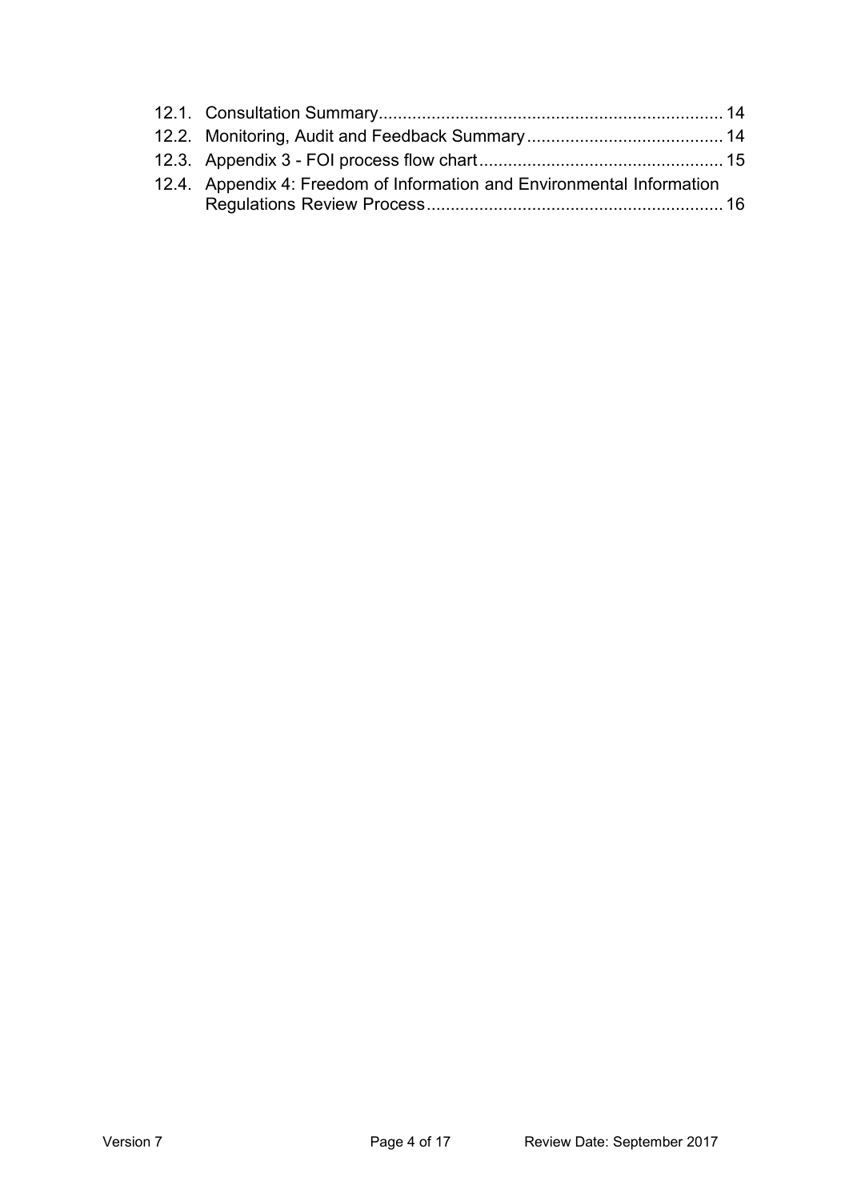12.1. Consultation Summary........................................................................ 14

12.2. Monitoring, Audit and Feedback Summary......................................... 14

12.3. Appendix 3 - FOI process flow chart................................................... 15

12.4. Appendix 4: Freedom of Information and Environmental Information Regulations Review Process.............................................................. 16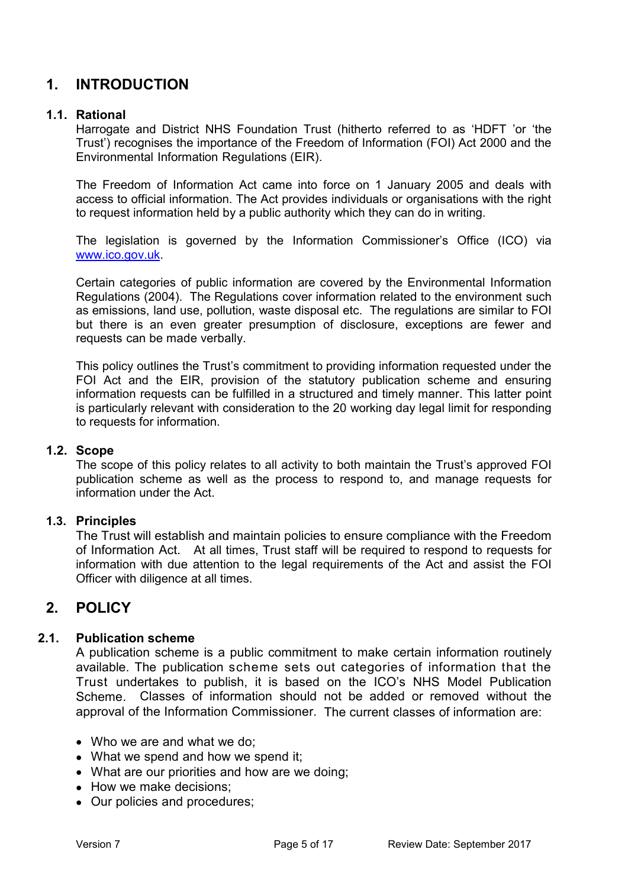# 1. INTRODUCTION

## 1.1. Rational

Harrogate and District NHS Foundation Trust (hitherto referred to as 'HDFT 'or 'the Trust') recognises the importance of the Freedom of Information (FOI) Act 2000 and the Environmental Information Regulations (EIR).

The Freedom of Information Act came into force on 1 January 2005 and deals with access to official information. The Act provides individuals or organisations with the right to request information held by a public authority which they can do in writing.

The legislation is governed by the Information Commissioner's Office (ICO) via [www.ico.gov.uk](http://www.ico.gov.uk).

Certain categories of public information are covered by the Environmental Information Regulations (2004). The Regulations cover information related to the environment such as emissions, land use, pollution, waste disposal etc. The regulations are similar to FOI but there is an even greater presumption of disclosure, exceptions are fewer and requests can be made verbally.

This policy outlines the Trust's commitment to providing information requested under the FOI Act and the EIR, provision of the statutory publication scheme and ensuring information requests can be fulfilled in a structured and timely manner. This latter point is particularly relevant with consideration to the 20 working day legal limit for responding to requests for information.

## 1.2. Scope

The scope of this policy relates to all activity to both maintain the Trust's approved FOI publication scheme as well as the process to respond to, and manage requests for information under the Act.

## 1.3. Principles

The Trust will establish and maintain policies to ensure compliance with the Freedom of Information Act. At all times, Trust staff will be required to respond to requests for information with due attention to the legal requirements of the Act and assist the FOI Officer with diligence at all times.

# 2. POLICY

## 2.1. Publication scheme

A publication scheme is a public commitment to make certain information routinely available. The publication scheme sets out categories of information that the Trust undertakes to publish, it is based on the ICO's NHS Model Publication Scheme. Classes of information should not be added or removed without the approval of the Information Commissioner. The current classes of information are:

- Who we are and what we do;
- What we spend and how we spend it;
- What are our priorities and how are we doing;
- How we make decisions;
- Our policies and procedures;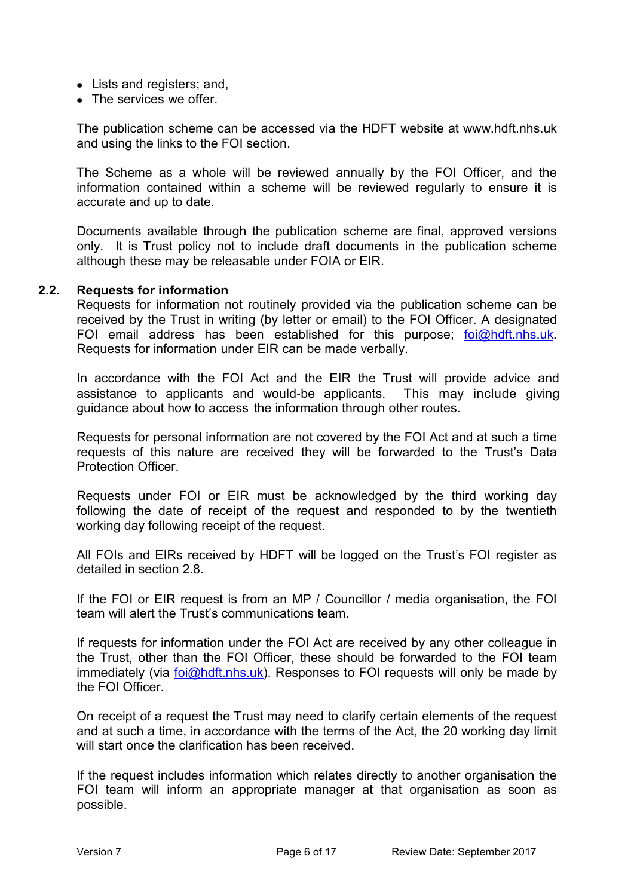- Lists and registers; and,
- The services we offer.

The publication scheme can be accessed via the HDFT website at www.hdft.nhs.uk and using the links to the FOI section.

The Scheme as a whole will be reviewed annually by the FOI Officer, and the information contained within a scheme will be reviewed regularly to ensure it is accurate and up to date.

Documents available through the publication scheme are final, approved versions only. It is Trust policy not to include draft documents in the publication scheme although these may be releasable under FOIA or EIR.

### 2.2. Requests for information

Requests for information not routinely provided via the publication scheme can be received by the Trust in writing (by letter or email) to the FOI Officer. A designated FOI email address has been established for this purpose; foi@hdft.nhs.uk. Requests for information under EIR can be made verbally.

In accordance with the FOI Act and the EIR the Trust will provide advice and assistance to applicants and would-be applicants. This may include giving guidance about how to access the information through other routes.

Requests for personal information are not covered by the FOI Act and at such a time requests of this nature are received they will be forwarded to the Trust's Data Protection Officer.

Requests under FOI or EIR must be acknowledged by the third working day following the date of receipt of the request and responded to by the twentieth working day following receipt of the request.

All FOIs and EIRs received by HDFT will be logged on the Trust's FOI register as detailed in section 2.8.

If the FOI or EIR request is from an MP / Councillor / media organisation, the FOI team will alert the Trust's communications team.

If requests for information under the FOI Act are received by any other colleague in the Trust, other than the FOI Officer, these should be forwarded to the FOI team immediately (via foi@hdft.nhs.uk). Responses to FOI requests will only be made by the FOI Officer.

On receipt of a request the Trust may need to clarify certain elements of the request and at such a time, in accordance with the terms of the Act, the 20 working day limit will start once the clarification has been received.

If the request includes information which relates directly to another organisation the FOI team will inform an appropriate manager at that organisation as soon as possible.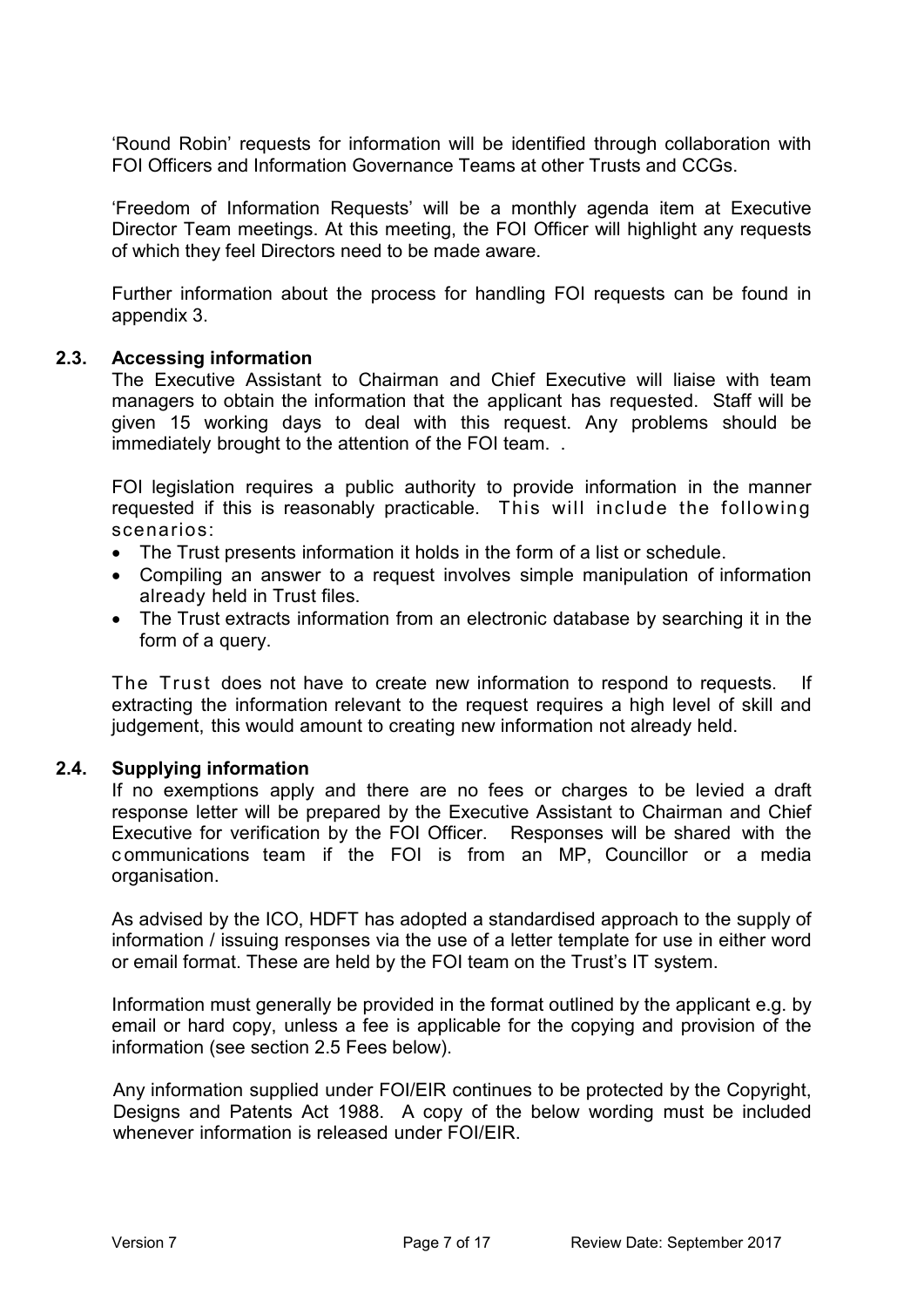'Round Robin' requests for information will be identified through collaboration with FOI Officers and Information Governance Teams at other Trusts and CCGs.

'Freedom of Information Requests' will be a monthly agenda item at Executive Director Team meetings. At this meeting, the FOI Officer will highlight any requests of which they feel Directors need to be made aware.

Further information about the process for handling FOI requests can be found in appendix 3.

### 2.3. Accessing information

The Executive Assistant to Chairman and Chief Executive will liaise with team managers to obtain the information that the applicant has requested. Staff will be given 15 working days to deal with this request. Any problems should be immediately brought to the attention of the FOI team. .

FOI legislation requires a public authority to provide information in the manner requested if this is reasonably practicable. This will include the following scenarios:

- The Trust presents information it holds in the form of a list or schedule.
- Compiling an answer to a request involves simple manipulation of information already held in Trust files.
- The Trust extracts information from an electronic database by searching it in the form of a query.

The Trust does not have to create new information to respond to requests. If extracting the information relevant to the request requires a high level of skill and judgement, this would amount to creating new information not already held.

### 2.4. Supplying information

If no exemptions apply and there are no fees or charges to be levied a draft response letter will be prepared by the Executive Assistant to Chairman and Chief Executive for verification by the FOI Officer. Responses will be shared with the communications team if the FOI is from an MP, Councillor or a media organisation.

As advised by the ICO, HDFT has adopted a standardised approach to the supply of information / issuing responses via the use of a letter template for use in either word or email format. These are held by the FOI team on the Trust's IT system.

Information must generally be provided in the format outlined by the applicant e.g. by email or hard copy, unless a fee is applicable for the copying and provision of the information (see section 2.5 Fees below).

Any information supplied under FOI/EIR continues to be protected by the Copyright, Designs and Patents Act 1988. A copy of the below wording must be included whenever information is released under FOI/EIR.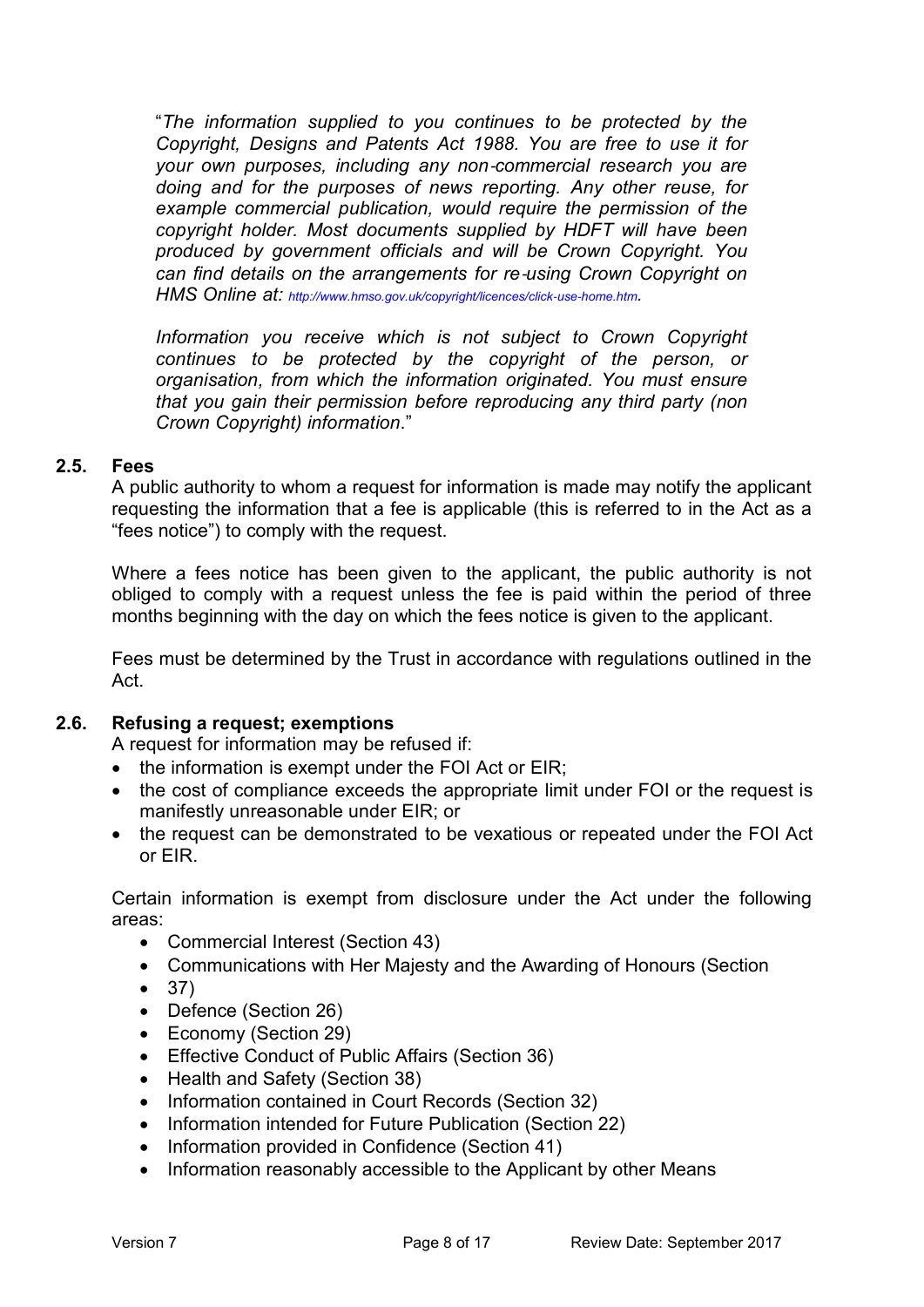"*The information supplied to you continues to be protected by the Copyright, Designs and Patents Act 1988. You are free to use it for your own purposes, including any non-commercial research you are doing and for the purposes of news reporting. Any other reuse, for example commercial publication, would require the permission of the copyright holder. Most documents supplied by HDFT will have been produced by government officials and will be Crown Copyright. You can find details on the arrangements for re-using Crown Copyright on HMS Online at: http://www.hmso.gov.uk/copyright/licences/click-use-home.htm.*

*Information you receive which is not subject to Crown Copyright continues to be protected by the copyright of the person, or organisation, from which the information originated. You must ensure that you gain their permission before reproducing any third party (non Crown Copyright) information.*"

### 2.5. Fees

A public authority to whom a request for information is made may notify the applicant requesting the information that a fee is applicable (this is referred to in the Act as a "fees notice") to comply with the request.

Where a fees notice has been given to the applicant, the public authority is not obliged to comply with a request unless the fee is paid within the period of three months beginning with the day on which the fees notice is given to the applicant.

Fees must be determined by the Trust in accordance with regulations outlined in the Act.

### 2.6. Refusing a request; exemptions

A request for information may be refused if:

- the information is exempt under the FOI Act or EIR;
- the cost of compliance exceeds the appropriate limit under FOI or the request is manifestly unreasonable under EIR; or
- the request can be demonstrated to be vexatious or repeated under the FOI Act or EIR.

Certain information is exempt from disclosure under the Act under the following areas:

- Commercial Interest (Section 43)
- Communications with Her Majesty and the Awarding of Honours (Section
- 37)
- Defence (Section 26)
- Economy (Section 29)
- Effective Conduct of Public Affairs (Section 36)
- Health and Safety (Section 38)
- Information contained in Court Records (Section 32)
- Information intended for Future Publication (Section 22)
- Information provided in Confidence (Section 41)
- Information reasonably accessible to the Applicant by other Means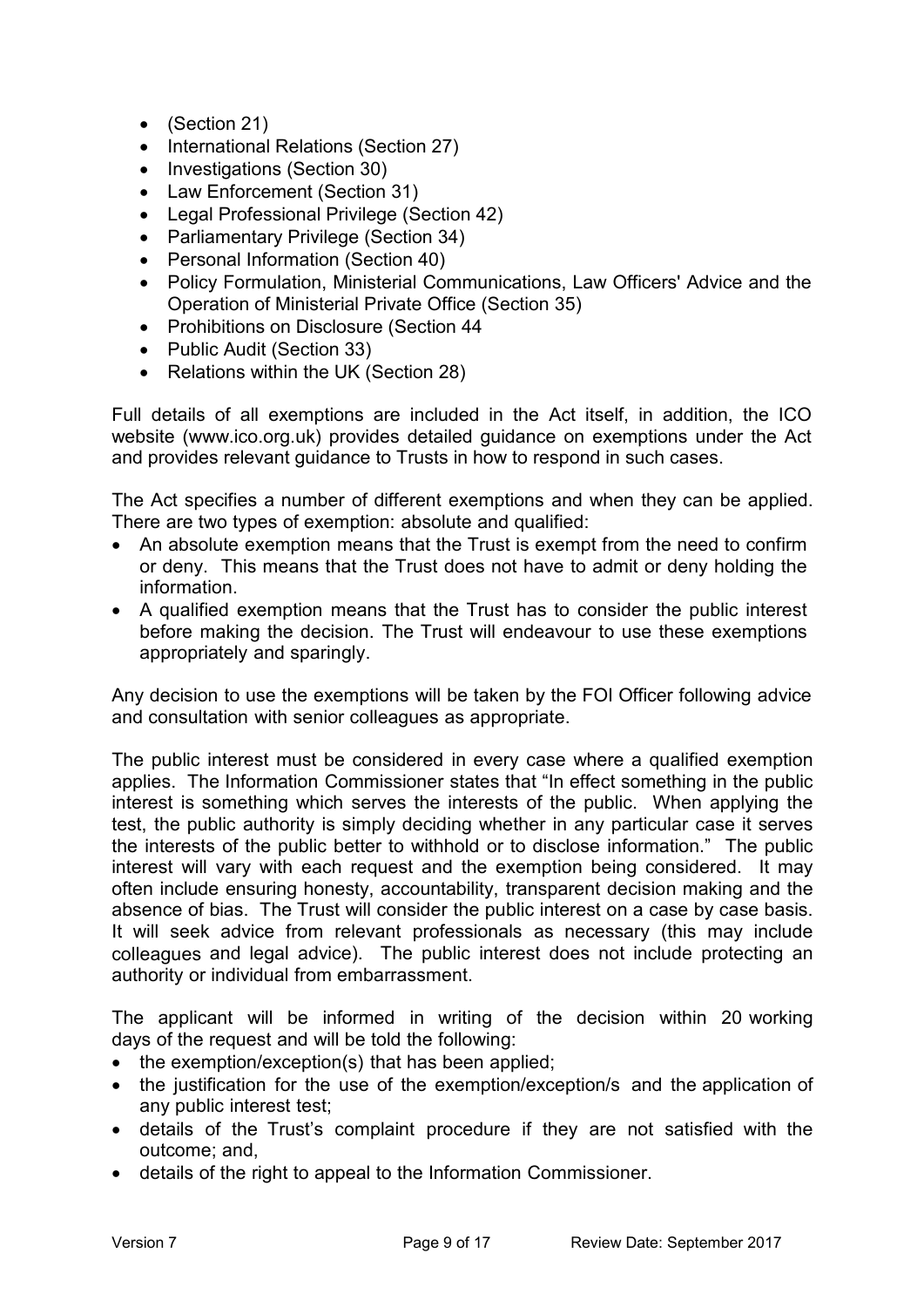- (Section 21)
- International Relations (Section 27)
- Investigations (Section 30)
- Law Enforcement (Section 31)
- Legal Professional Privilege (Section 42)
- Parliamentary Privilege (Section 34)
- Personal Information (Section 40)
- Policy Formulation, Ministerial Communications, Law Officers' Advice and the Operation of Ministerial Private Office (Section 35)
- Prohibitions on Disclosure (Section 44
- Public Audit (Section 33)
- Relations within the UK (Section 28)

Full details of all exemptions are included in the Act itself, in addition, the ICO website (www.ico.org.uk) provides detailed guidance on exemptions under the Act and provides relevant guidance to Trusts in how to respond in such cases.

The Act specifies a number of different exemptions and when they can be applied. There are two types of exemption: absolute and qualified:

- An absolute exemption means that the Trust is exempt from the need to confirm or deny. This means that the Trust does not have to admit or deny holding the information.
- A qualified exemption means that the Trust has to consider the public interest before making the decision. The Trust will endeavour to use these exemptions appropriately and sparingly.

Any decision to use the exemptions will be taken by the FOI Officer following advice and consultation with senior colleagues as appropriate.

The public interest must be considered in every case where a qualified exemption applies. The Information Commissioner states that "In effect something in the public interest is something which serves the interests of the public. When applying the test, the public authority is simply deciding whether in any particular case it serves the interests of the public better to withhold or to disclose information." The public interest will vary with each request and the exemption being considered. It may often include ensuring honesty, accountability, transparent decision making and the absence of bias. The Trust will consider the public interest on a case by case basis. It will seek advice from relevant professionals as necessary (this may include colleagues and legal advice). The public interest does not include protecting an authority or individual from embarrassment.

The applicant will be informed in writing of the decision within 20 working days of the request and will be told the following:

- the exemption/exception(s) that has been applied;
- the justification for the use of the exemption/exception/s and the application of any public interest test;
- details of the Trust's complaint procedure if they are not satisfied with the outcome; and,
- details of the right to appeal to the Information Commissioner.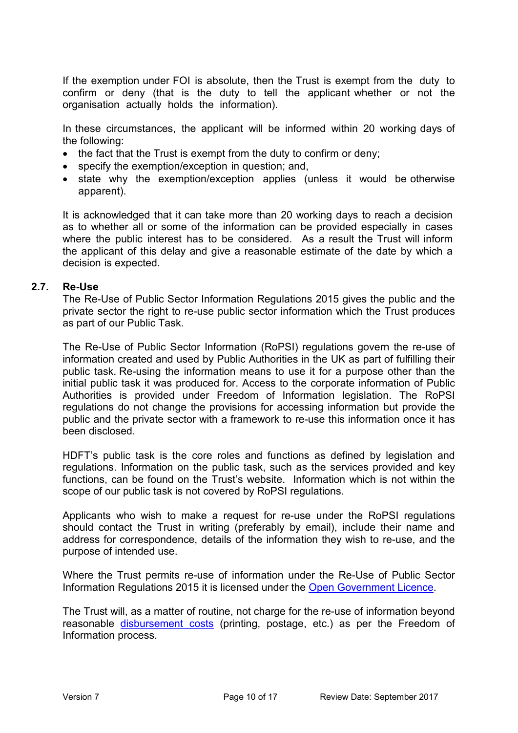If the exemption under FOI is absolute, then the Trust is exempt from the duty to confirm or deny (that is the duty to tell the applicant whether or not the organisation actually holds the information).

In these circumstances, the applicant will be informed within 20 working days of the following:

- the fact that the Trust is exempt from the duty to confirm or deny;
- specify the exemption/exception in question; and,
- state why the exemption/exception applies (unless it would be otherwise apparent).

It is acknowledged that it can take more than 20 working days to reach a decision as to whether all or some of the information can be provided especially in cases where the public interest has to be considered. As a result the Trust will inform the applicant of this delay and give a reasonable estimate of the date by which a decision is expected.

### 2.7. Re-Use

The Re-Use of Public Sector Information Regulations 2015 gives the public and the private sector the right to re-use public sector information which the Trust produces as part of our Public Task.

The Re-Use of Public Sector Information (RoPSI) regulations govern the re-use of information created and used by Public Authorities in the UK as part of fulfilling their public task. Re-using the information means to use it for a purpose other than the initial public task it was produced for. Access to the corporate information of Public Authorities is provided under Freedom of Information legislation. The RoPSI regulations do not change the provisions for accessing information but provide the public and the private sector with a framework to re-use this information once it has been disclosed.

HDFT's public task is the core roles and functions as defined by legislation and regulations. Information on the public task, such as the services provided and key functions, can be found on the Trust's website. Information which is not within the scope of our public task is not covered by RoPSI regulations.

Applicants who wish to make a request for re-use under the RoPSI regulations should contact the Trust in writing (preferably by email), include their name and address for correspondence, details of the information they wish to re-use, and the purpose of intended use.

Where the Trust permits re-use of information under the Re-Use of Public Sector Information Regulations 2015 it is licensed under the Open Government Licence.

The Trust will, as a matter of routine, not charge for the re-use of information beyond reasonable disbursement costs (printing, postage, etc.) as per the Freedom of Information process.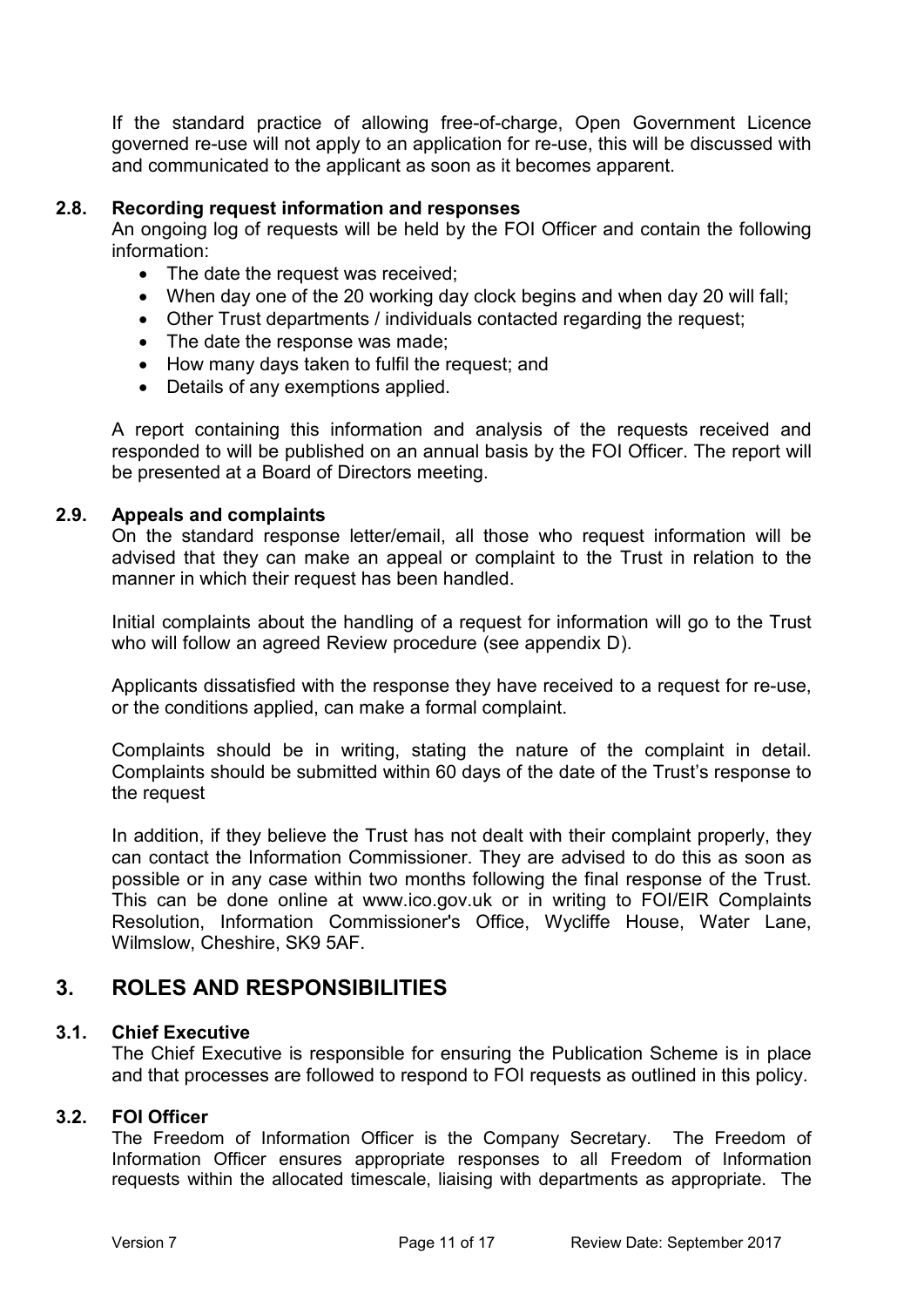If the standard practice of allowing free-of-charge, Open Government Licence governed re-use will not apply to an application for re-use, this will be discussed with and communicated to the applicant as soon as it becomes apparent.

### 2.8. Recording request information and responses

An ongoing log of requests will be held by the FOI Officer and contain the following information:

- The date the request was received;
- When day one of the 20 working day clock begins and when day 20 will fall;
- Other Trust departments / individuals contacted regarding the request;
- The date the response was made;
- How many days taken to fulfil the request; and
- Details of any exemptions applied.

A report containing this information and analysis of the requests received and responded to will be published on an annual basis by the FOI Officer. The report will be presented at a Board of Directors meeting.

### 2.9. Appeals and complaints

On the standard response letter/email, all those who request information will be advised that they can make an appeal or complaint to the Trust in relation to the manner in which their request has been handled.

Initial complaints about the handling of a request for information will go to the Trust who will follow an agreed Review procedure (see appendix D).

Applicants dissatisfied with the response they have received to a request for re-use, or the conditions applied, can make a formal complaint.

Complaints should be in writing, stating the nature of the complaint in detail. Complaints should be submitted within 60 days of the date of the Trust's response to the request

In addition, if they believe the Trust has not dealt with their complaint properly, they can contact the Information Commissioner. They are advised to do this as soon as possible or in any case within two months following the final response of the Trust. This can be done online at www.ico.gov.uk or in writing to FOI/EIR Complaints Resolution, Information Commissioner's Office, Wycliffe House, Water Lane, Wilmslow, Cheshire, SK9 5AF.

## 3. ROLES AND RESPONSIBILITIES

### 3.1. Chief Executive

The Chief Executive is responsible for ensuring the Publication Scheme is in place and that processes are followed to respond to FOI requests as outlined in this policy.

### 3.2. FOI Officer

The Freedom of Information Officer is the Company Secretary. The Freedom of Information Officer ensures appropriate responses to all Freedom of Information requests within the allocated timescale, liaising with departments as appropriate. The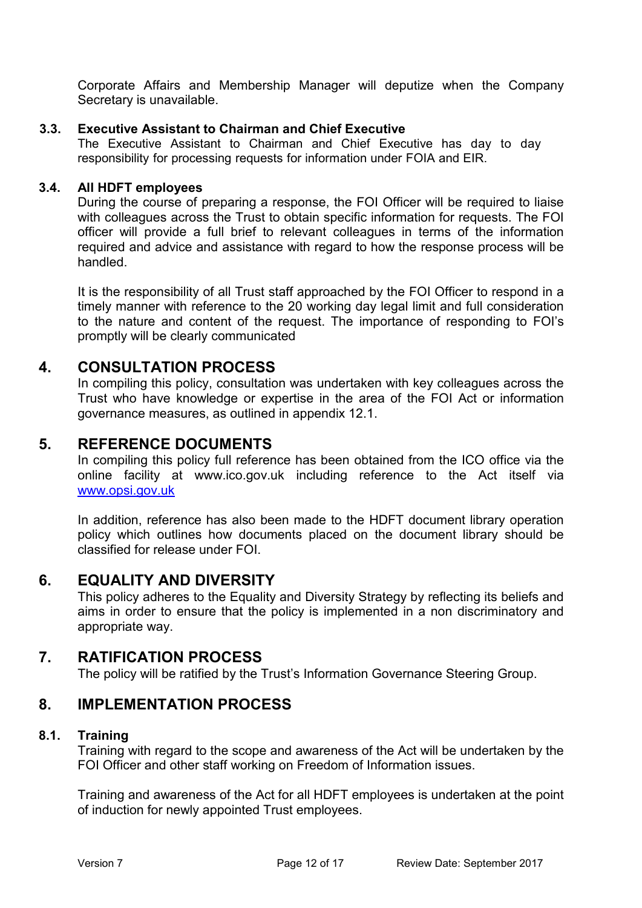Corporate Affairs and Membership Manager will deputize when the Company Secretary is unavailable.

### 3.3. Executive Assistant to Chairman and Chief Executive

The Executive Assistant to Chairman and Chief Executive has day to day responsibility for processing requests for information under FOIA and EIR.

### 3.4. All HDFT employees

During the course of preparing a response, the FOI Officer will be required to liaise with colleagues across the Trust to obtain specific information for requests. The FOI officer will provide a full brief to relevant colleagues in terms of the information required and advice and assistance with regard to how the response process will be handled.

It is the responsibility of all Trust staff approached by the FOI Officer to respond in a timely manner with reference to the 20 working day legal limit and full consideration to the nature and content of the request. The importance of responding to FOI's promptly will be clearly communicated

## 4. CONSULTATION PROCESS

In compiling this policy, consultation was undertaken with key colleagues across the Trust who have knowledge or expertise in the area of the FOI Act or information governance measures, as outlined in appendix 12.1.

## 5. REFERENCE DOCUMENTS

In compiling this policy full reference has been obtained from the ICO office via the online facility at www.ico.gov.uk including reference to the Act itself via www.opsi.gov.uk

In addition, reference has also been made to the HDFT document library operation policy which outlines how documents placed on the document library should be classified for release under FOI.

## 6. EQUALITY AND DIVERSITY

This policy adheres to the Equality and Diversity Strategy by reflecting its beliefs and aims in order to ensure that the policy is implemented in a non discriminatory and appropriate way.

## 7. RATIFICATION PROCESS

The policy will be ratified by the Trust's Information Governance Steering Group.

## 8. IMPLEMENTATION PROCESS

### 8.1. Training

Training with regard to the scope and awareness of the Act will be undertaken by the FOI Officer and other staff working on Freedom of Information issues.

Training and awareness of the Act for all HDFT employees is undertaken at the point of induction for newly appointed Trust employees.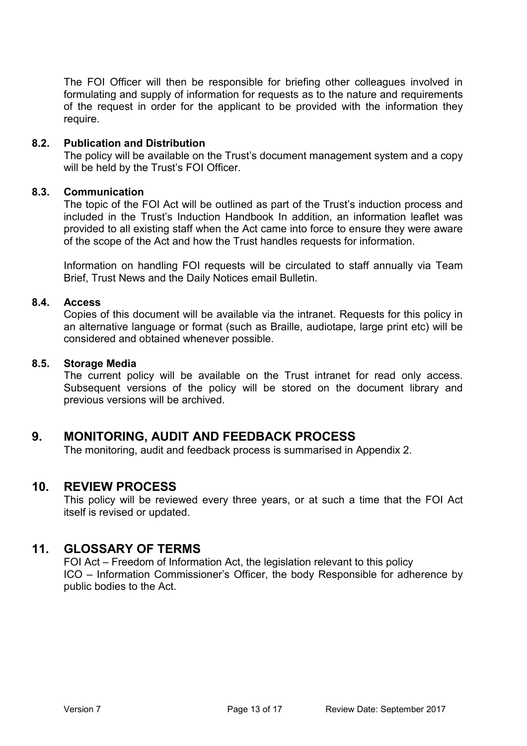The FOI Officer will then be responsible for briefing other colleagues involved in formulating and supply of information for requests as to the nature and requirements of the request in order for the applicant to be provided with the information they require.

### 8.2. Publication and Distribution

The policy will be available on the Trust's document management system and a copy will be held by the Trust's FOI Officer.

### 8.3. Communication

The topic of the FOI Act will be outlined as part of the Trust's induction process and included in the Trust's Induction Handbook In addition, an information leaflet was provided to all existing staff when the Act came into force to ensure they were aware of the scope of the Act and how the Trust handles requests for information.

Information on handling FOI requests will be circulated to staff annually via Team Brief, Trust News and the Daily Notices email Bulletin.

### 8.4. Access

Copies of this document will be available via the intranet. Requests for this policy in an alternative language or format (such as Braille, audiotape, large print etc) will be considered and obtained whenever possible.

### 8.5. Storage Media

The current policy will be available on the Trust intranet for read only access. Subsequent versions of the policy will be stored on the document library and previous versions will be archived.

## 9. MONITORING, AUDIT AND FEEDBACK PROCESS

The monitoring, audit and feedback process is summarised in Appendix 2.

## 10. REVIEW PROCESS

This policy will be reviewed every three years, or at such a time that the FOI Act itself is revised or updated.

## 11. GLOSSARY OF TERMS

FOI Act – Freedom of Information Act, the legislation relevant to this policy
ICO – Information Commissioner's Officer, the body Responsible for adherence by public bodies to the Act.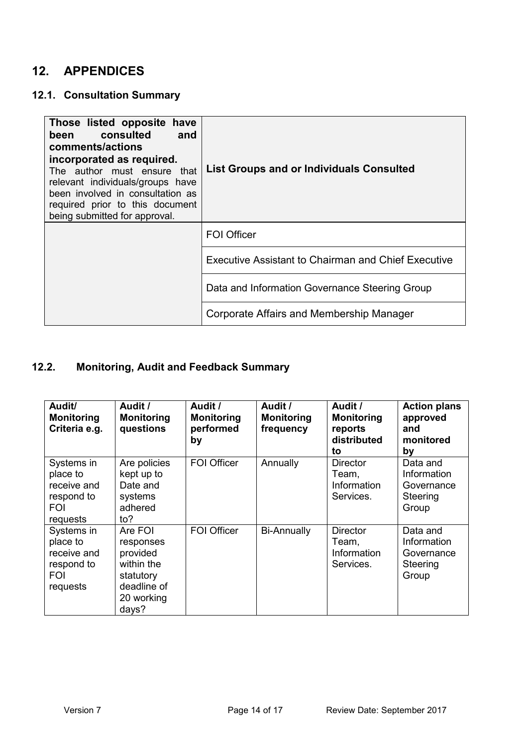# 12. APPENDICES

## 12.1. Consultation Summary

| **Those listed opposite have been consulted and comments/actions incorporated as required.** The author must ensure that relevant individuals/groups have been involved in consultation as required prior to this document being submitted for approval. | **List Groups and or Individuals Consulted** |
|---|---|
| | FOI Officer |
| | Executive Assistant to Chairman and Chief Executive |
| | Data and Information Governance Steering Group |
| | Corporate Affairs and Membership Manager |

## 12.2. Monitoring, Audit and Feedback Summary

| Audit/ Monitoring Criteria e.g. | Audit / Monitoring questions | Audit / Monitoring performed by | Audit / Monitoring frequency | Audit / Monitoring reports distributed to | Action plans approved and monitored by |
|---|---|---|---|---|---|
| Systems in place to receive and respond to FOI requests | Are policies kept up to Date and systems adhered to? | FOI Officer | Annually | Director Team, Information Services. | Data and Information Governance Steering Group |
| Systems in place to receive and respond to FOI requests | Are FOI responses provided within the statutory deadline of 20 working days? | FOI Officer | Bi-Annually | Director Team, Information Services. | Data and Information Governance Steering Group |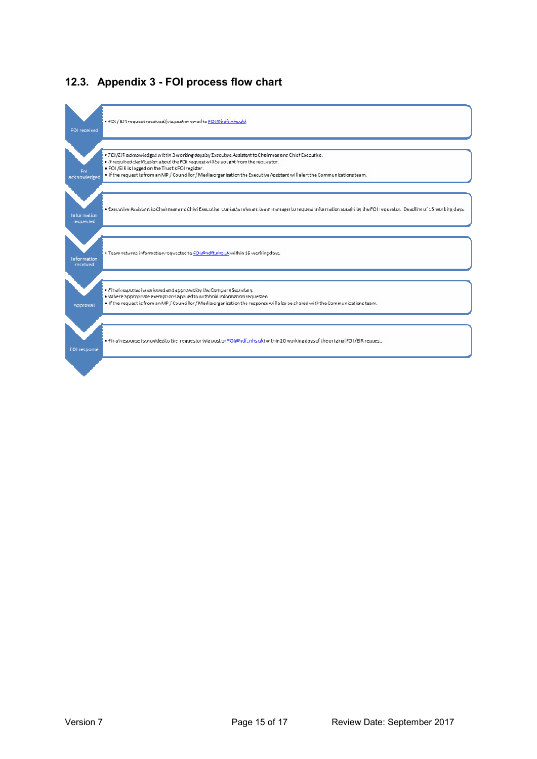## 12.3. Appendix 3 - FOI process flow chart

**FOI received**

- FOI / EIR request received (via post or email to FOI@ndft.nhs.uk)

**FoI acknowledged**

- FOI/EIR acknowledged within 3 working days by Executive Assistant to Chairman and Chief Executive.
- If required clarification about the FOI request will be sought from the requestor.
- FOI /EIR is logged on the Trust's FOI register.
- If the request is from an MP / Councillor / Media organisation the Executive Assistant will alert the Communications team.

**Information requested**

- Executive Assistant to Chairman and Chief Executive contacts relevant team manager to request information sought by the FOI requestor. Deadline of 15 working days.

**Information received**

- Team returns information requested to FOI@ndft.nhs.uk within 15 working days.

**Approval**

- Final response is reviewed and approved by the Company Secretary.
- Where appropriate exemptions applied to withhold information requested.
- If the request is from an MP / Councillor / Media organisation the response will also be shared with the Communications team.

**FOI response**

- Final response is provided to the requestor (via post or FOI@ndft.nhs.uk) within 20 working days of the original FOI/EIR request.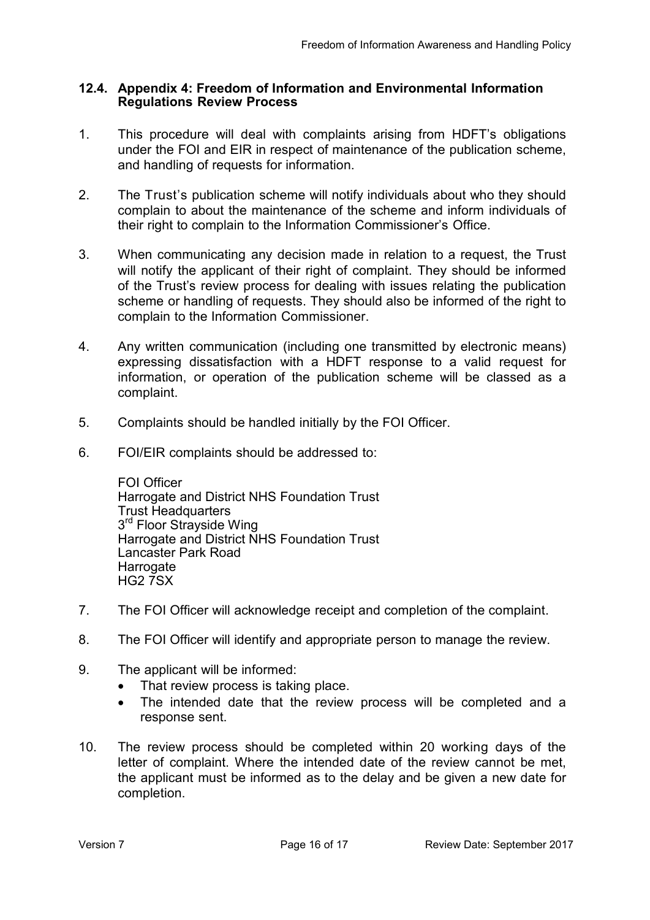### 12.4. Appendix 4: Freedom of Information and Environmental Information Regulations Review Process

1. This procedure will deal with complaints arising from HDFT's obligations under the FOI and EIR in respect of maintenance of the publication scheme, and handling of requests for information.

2. The Trust's publication scheme will notify individuals about who they should complain to about the maintenance of the scheme and inform individuals of their right to complain to the Information Commissioner's Office.

3. When communicating any decision made in relation to a request, the Trust will notify the applicant of their right of complaint. They should be informed of the Trust's review process for dealing with issues relating the publication scheme or handling of requests. They should also be informed of the right to complain to the Information Commissioner.

4. Any written communication (including one transmitted by electronic means) expressing dissatisfaction with a HDFT response to a valid request for information, or operation of the publication scheme will be classed as a complaint.

5. Complaints should be handled initially by the FOI Officer.

6. FOI/EIR complaints should be addressed to:

   FOI Officer
   Harrogate and District NHS Foundation Trust
   Trust Headquarters
   3rd Floor Strayside Wing
   Harrogate and District NHS Foundation Trust
   Lancaster Park Road
   Harrogate
   HG2 7SX

7. The FOI Officer will acknowledge receipt and completion of the complaint.

8. The FOI Officer will identify and appropriate person to manage the review.

9. The applicant will be informed:
   - That review process is taking place.
   - The intended date that the review process will be completed and a response sent.

10. The review process should be completed within 20 working days of the letter of complaint. Where the intended date of the review cannot be met, the applicant must be informed as to the delay and be given a new date for completion.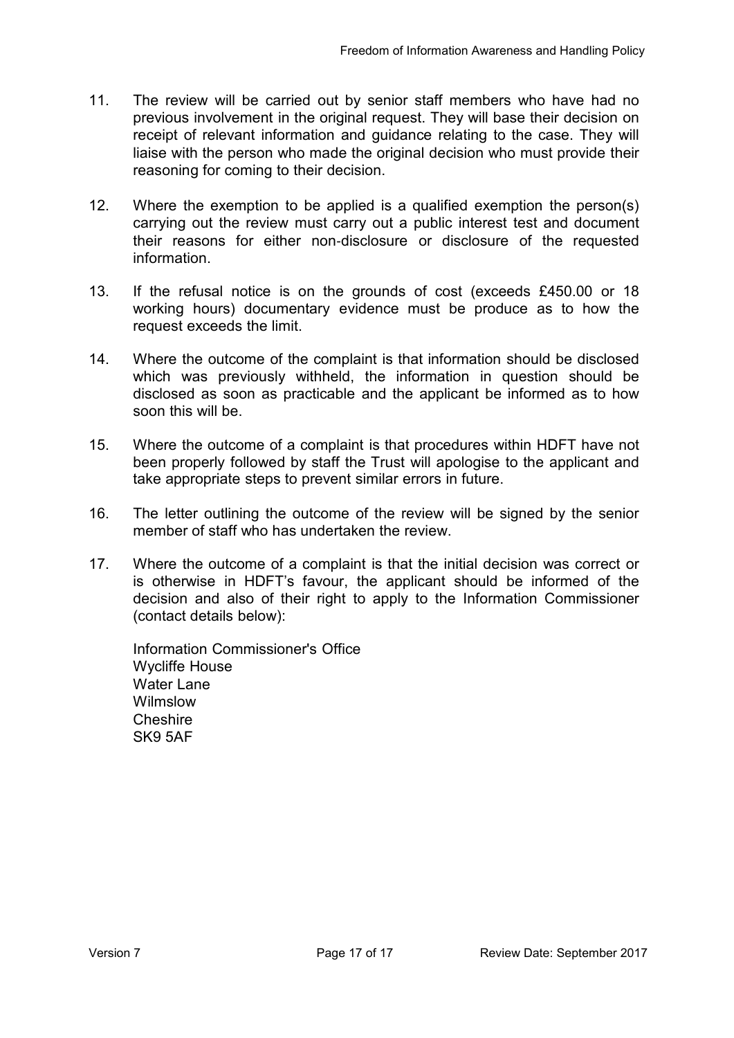11. The review will be carried out by senior staff members who have had no previous involvement in the original request. They will base their decision on receipt of relevant information and guidance relating to the case. They will liaise with the person who made the original decision who must provide their reasoning for coming to their decision.

12. Where the exemption to be applied is a qualified exemption the person(s) carrying out the review must carry out a public interest test and document their reasons for either non-disclosure or disclosure of the requested information.

13. If the refusal notice is on the grounds of cost (exceeds £450.00 or 18 working hours) documentary evidence must be produce as to how the request exceeds the limit.

14. Where the outcome of the complaint is that information should be disclosed which was previously withheld, the information in question should be disclosed as soon as practicable and the applicant be informed as to how soon this will be.

15. Where the outcome of a complaint is that procedures within HDFT have not been properly followed by staff the Trust will apologise to the applicant and take appropriate steps to prevent similar errors in future.

16. The letter outlining the outcome of the review will be signed by the senior member of staff who has undertaken the review.

17. Where the outcome of a complaint is that the initial decision was correct or is otherwise in HDFT's favour, the applicant should be informed of the decision and also of their right to apply to the Information Commissioner (contact details below):

    Information Commissioner's Office
    Wycliffe House
    Water Lane
    Wilmslow
    Cheshire
    SK9 5AF